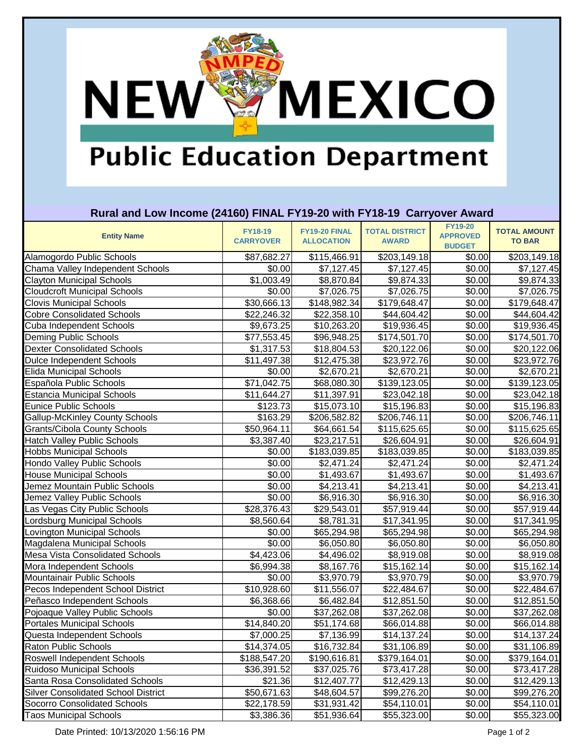# New Mexico Public Education Department

## Rural and Low Income (24160) FINAL FY19-20 with FY18-19 Carryover Award

| Entity Name | FY18-19 CARRYOVER | FY19-20 FINAL ALLOCATION | TOTAL DISTRICT AWARD | FY19-20 APPROVED BUDGET | TOTAL AMOUNT TO BAR |
|---|---|---|---|---|---|
| Alamogordo Public Schools | $87,682.27 | $115,466.91 | $203,149.18 | $0.00 | $203,149.18 |
| Chama Valley Independent Schools | $0.00 | $7,127.45 | $7,127.45 | $0.00 | $7,127.45 |
| Clayton Municipal Schools | $1,003.49 | $8,870.84 | $9,874.33 | $0.00 | $9,874.33 |
| Cloudcroft Municipal Schools | $0.00 | $7,026.75 | $7,026.75 | $0.00 | $7,026.75 |
| Clovis Municipal Schools | $30,666.13 | $148,982.34 | $179,648.47 | $0.00 | $179,648.47 |
| Cobre Consolidated Schools | $22,246.32 | $22,358.10 | $44,604.42 | $0.00 | $44,604.42 |
| Cuba Independent Schools | $9,673.25 | $10,263.20 | $19,936.45 | $0.00 | $19,936.45 |
| Deming Public Schools | $77,553.45 | $96,948.25 | $174,501.70 | $0.00 | $174,501.70 |
| Dexter Consolidated Schools | $1,317.53 | $18,804.53 | $20,122.06 | $0.00 | $20,122.06 |
| Dulce Independent Schools | $11,497.38 | $12,475.38 | $23,972.76 | $0.00 | $23,972.76 |
| Elida Municipal Schools | $0.00 | $2,670.21 | $2,670.21 | $0.00 | $2,670.21 |
| Española Public Schools | $71,042.75 | $68,080.30 | $139,123.05 | $0.00 | $139,123.05 |
| Estancia Municipal Schools | $11,644.27 | $11,397.91 | $23,042.18 | $0.00 | $23,042.18 |
| Eunice Public Schools | $123.73 | $15,073.10 | $15,196.83 | $0.00 | $15,196.83 |
| Gallup-McKinley County Schools | $163.29 | $206,582.82 | $206,746.11 | $0.00 | $206,746.11 |
| Grants/Cibola County Schools | $50,964.11 | $64,661.54 | $115,625.65 | $0.00 | $115,625.65 |
| Hatch Valley Public Schools | $3,387.40 | $23,217.51 | $26,604.91 | $0.00 | $26,604.91 |
| Hobbs Municipal Schools | $0.00 | $183,039.85 | $183,039.85 | $0.00 | $183,039.85 |
| Hondo Valley Public Schools | $0.00 | $2,471.24 | $2,471.24 | $0.00 | $2,471.24 |
| House Municipal Schools | $0.00 | $1,493.67 | $1,493.67 | $0.00 | $1,493.67 |
| Jemez Mountain Public Schools | $0.00 | $4,213.41 | $4,213.41 | $0.00 | $4,213.41 |
| Jemez Valley Public Schools | $0.00 | $6,916.30 | $6,916.30 | $0.00 | $6,916.30 |
| Las Vegas City Public Schools | $28,376.43 | $29,543.01 | $57,919.44 | $0.00 | $57,919.44 |
| Lordsburg Municipal Schools | $8,560.64 | $8,781.31 | $17,341.95 | $0.00 | $17,341.95 |
| Lovington Municipal Schools | $0.00 | $65,294.98 | $65,294.98 | $0.00 | $65,294.98 |
| Magdalena Municipal Schools | $0.00 | $6,050.80 | $6,050.80 | $0.00 | $6,050.80 |
| Mesa Vista Consolidated Schools | $4,423.06 | $4,496.02 | $8,919.08 | $0.00 | $8,919.08 |
| Mora Independent Schools | $6,994.38 | $8,167.76 | $15,162.14 | $0.00 | $15,162.14 |
| Mountainair Public Schools | $0.00 | $3,970.79 | $3,970.79 | $0.00 | $3,970.79 |
| Pecos Independent School District | $10,928.60 | $11,556.07 | $22,484.67 | $0.00 | $22,484.67 |
| Peñasco Independent Schools | $6,368.66 | $6,482.84 | $12,851.50 | $0.00 | $12,851.50 |
| Pojoaque Valley Public Schools | $0.00 | $37,262.08 | $37,262.08 | $0.00 | $37,262.08 |
| Portales Municipal Schools | $14,840.20 | $51,174.68 | $66,014.88 | $0.00 | $66,014.88 |
| Questa Independent Schools | $7,000.25 | $7,136.99 | $14,137.24 | $0.00 | $14,137.24 |
| Raton Public Schools | $14,374.05 | $16,732.84 | $31,106.89 | $0.00 | $31,106.89 |
| Roswell Independent Schools | $188,547.20 | $190,616.81 | $379,164.01 | $0.00 | $379,164.01 |
| Ruidoso Municipal Schools | $36,391.52 | $37,025.76 | $73,417.28 | $0.00 | $73,417.28 |
| Santa Rosa Consolidated Schools | $21.36 | $12,407.77 | $12,429.13 | $0.00 | $12,429.13 |
| Silver Consolidated School District | $50,671.63 | $48,604.57 | $99,276.20 | $0.00 | $99,276.20 |
| Socorro Consolidated Schools | $22,178.59 | $31,931.42 | $54,110.01 | $0.00 | $54,110.01 |
| Taos Municipal Schools | $3,386.36 | $51,936.64 | $55,323.00 | $0.00 | $55,323.00 |

Date Printed: 10/13/2020 1:56:16 PM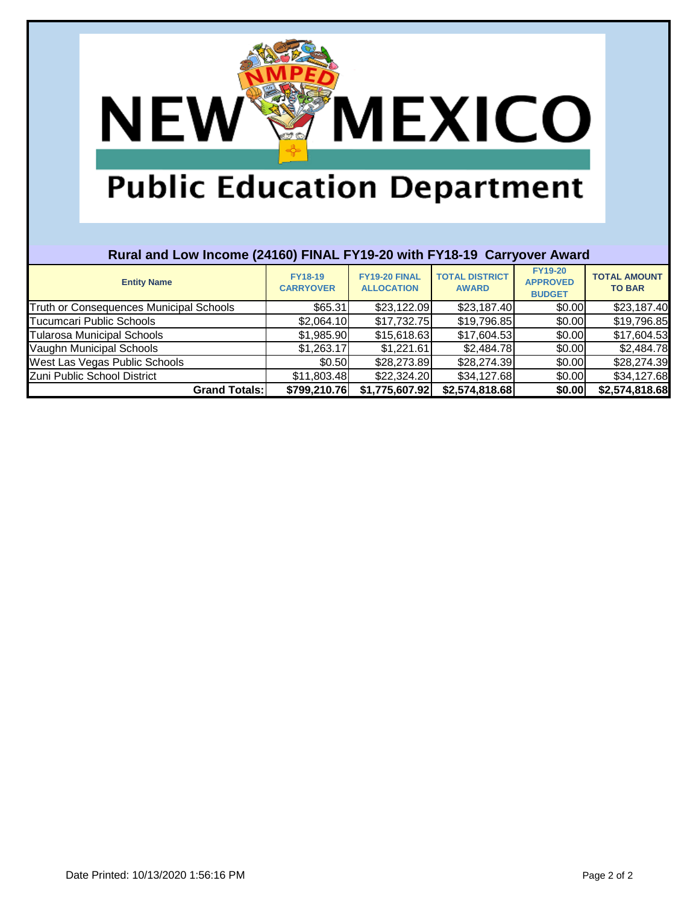# New Mexico Public Education Department

## Rural and Low Income (24160) FINAL FY19-20 with FY18-19 Carryover Award

| Entity Name | FY18-19 CARRYOVER | FY19-20 FINAL ALLOCATION | TOTAL DISTRICT AWARD | FY19-20 APPROVED BUDGET | TOTAL AMOUNT TO BAR |
|---|---|---|---|---|---|
| Truth or Consequences Municipal Schools | $65.31 | $23,122.09 | $23,187.40 | $0.00 | $23,187.40 |
| Tucumcari Public Schools | $2,064.10 | $17,732.75 | $19,796.85 | $0.00 | $19,796.85 |
| Tularosa Municipal Schools | $1,985.90 | $15,618.63 | $17,604.53 | $0.00 | $17,604.53 |
| Vaughn Municipal Schools | $1,263.17 | $1,221.61 | $2,484.78 | $0.00 | $2,484.78 |
| West Las Vegas Public Schools | $0.50 | $28,273.89 | $28,274.39 | $0.00 | $28,274.39 |
| Zuni Public School District | $11,803.48 | $22,324.20 | $34,127.68 | $0.00 | $34,127.68 |
| **Grand Totals:** | **$799,210.76** | **$1,775,607.92** | **$2,574,818.68** | **$0.00** | **$2,574,818.68** |

Date Printed: 10/13/2020 1:56:16 PM